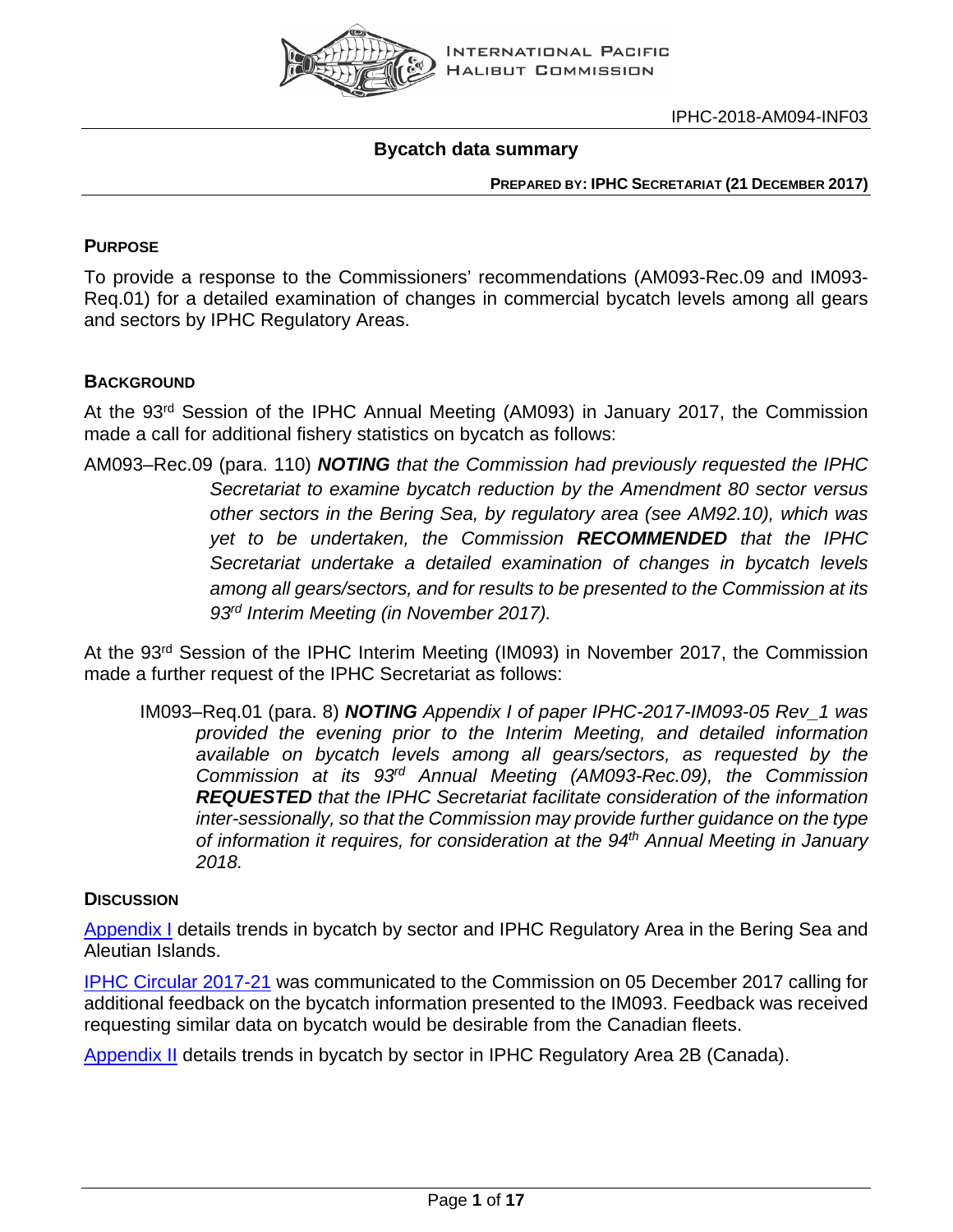IPHC-2018-AM094-INF03

# Bycatch data summary

**PREPARED BY: IPHC SECRETARIAT (21 DECEMBER 2017)**

## PURPOSE

To provide a response to the Commissioners' recommendations (AM093-Rec.09 and IM093-Req.01) for a detailed examination of changes in commercial bycatch levels among all gears and sectors by IPHC Regulatory Areas.

## BACKGROUND

At the 93rd Session of the IPHC Annual Meeting (AM093) in January 2017, the Commission made a call for additional fishery statistics on bycatch as follows:

AM093–Rec.09 (para. 110) ***NOTING*** *that the Commission had previously requested the IPHC Secretariat to examine bycatch reduction by the Amendment 80 sector versus other sectors in the Bering Sea, by regulatory area (see AM92.10), which was yet to be undertaken, the Commission* ***RECOMMENDED*** *that the IPHC Secretariat undertake a detailed examination of changes in bycatch levels among all gears/sectors, and for results to be presented to the Commission at its 93rd Interim Meeting (in November 2017).*

At the 93rd Session of the IPHC Interim Meeting (IM093) in November 2017, the Commission made a further request of the IPHC Secretariat as follows:

> IM093–Req.01 (para. 8) ***NOTING*** *Appendix I of paper IPHC-2017-IM093-05 Rev_1 was provided the evening prior to the Interim Meeting, and detailed information available on bycatch levels among all gears/sectors, as requested by the Commission at its 93rd Annual Meeting (AM093-Rec.09), the Commission* ***REQUESTED*** *that the IPHC Secretariat facilitate consideration of the information inter-sessionally, so that the Commission may provide further guidance on the type of information it requires, for consideration at the 94th Annual Meeting in January 2018.*

## DISCUSSION

Appendix I details trends in bycatch by sector and IPHC Regulatory Area in the Bering Sea and Aleutian Islands.

IPHC Circular 2017-21 was communicated to the Commission on 05 December 2017 calling for additional feedback on the bycatch information presented to the IM093. Feedback was received requesting similar data on bycatch would be desirable from the Canadian fleets.

Appendix II details trends in bycatch by sector in IPHC Regulatory Area 2B (Canada).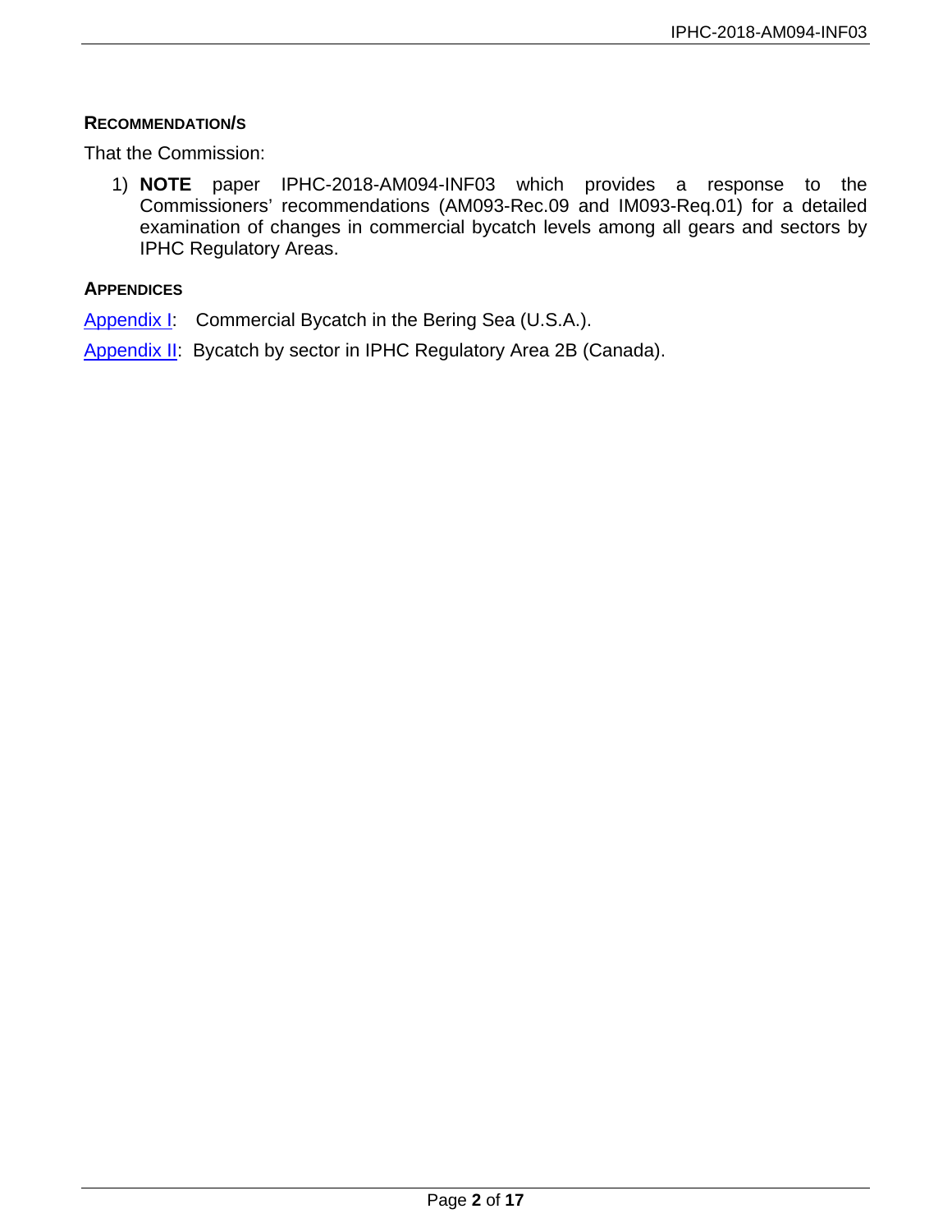## RECOMMENDATION/S

That the Commission:

1) **NOTE** paper IPHC-2018-AM094-INF03 which provides a response to the Commissioners' recommendations (AM093-Rec.09 and IM093-Req.01) for a detailed examination of changes in commercial bycatch levels among all gears and sectors by IPHC Regulatory Areas.

## APPENDICES

Appendix I: Commercial Bycatch in the Bering Sea (U.S.A.).

Appendix II: Bycatch by sector in IPHC Regulatory Area 2B (Canada).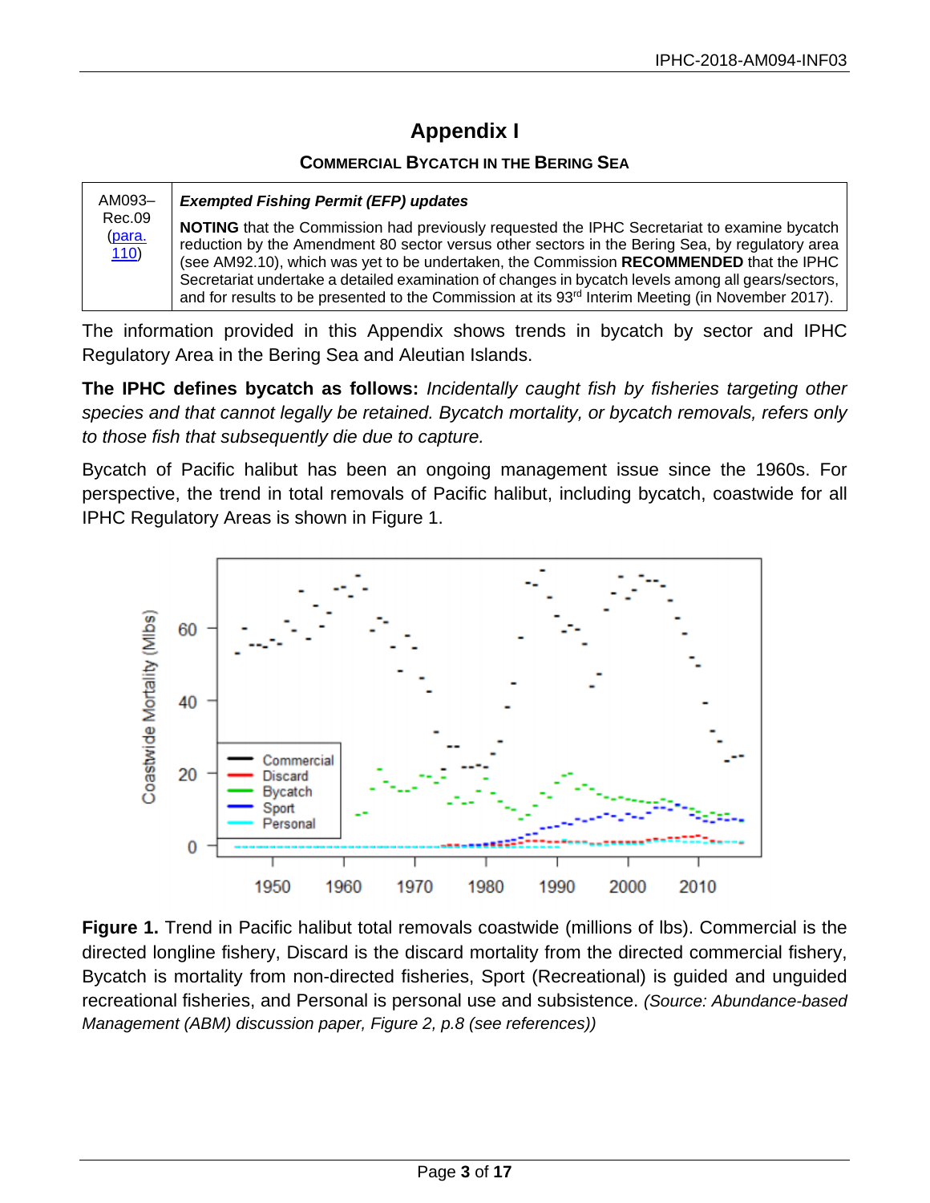# Appendix I

## Commercial Bycatch in the Bering Sea

| AM093–Rec.09 (para. 110) | ***Exempted Fishing Permit (EFP) updates*** <br><br> **NOTING** that the Commission had previously requested the IPHC Secretariat to examine bycatch reduction by the Amendment 80 sector versus other sectors in the Bering Sea, by regulatory area (see AM92.10), which was yet to be undertaken, the Commission **RECOMMENDED** that the IPHC Secretariat undertake a detailed examination of changes in bycatch levels among all gears/sectors, and for results to be presented to the Commission at its 93rd Interim Meeting (in November 2017). |
|---|---|

The information provided in this Appendix shows trends in bycatch by sector and IPHC Regulatory Area in the Bering Sea and Aleutian Islands.

**The IPHC defines bycatch as follows:** *Incidentally caught fish by fisheries targeting other species and that cannot legally be retained. Bycatch mortality, or bycatch removals, refers only to those fish that subsequently die due to capture.*

Bycatch of Pacific halibut has been an ongoing management issue since the 1960s. For perspective, the trend in total removals of Pacific halibut, including bycatch, coastwide for all IPHC Regulatory Areas is shown in Figure 1.

**Figure 1.** Trend in Pacific halibut total removals coastwide (millions of lbs). Commercial is the directed longline fishery, Discard is the discard mortality from the directed commercial fishery, Bycatch is mortality from non-directed fisheries, Sport (Recreational) is guided and unguided recreational fisheries, and Personal is personal use and subsistence. *(Source: Abundance-based Management (ABM) discussion paper, Figure 2, p.8 (see references))*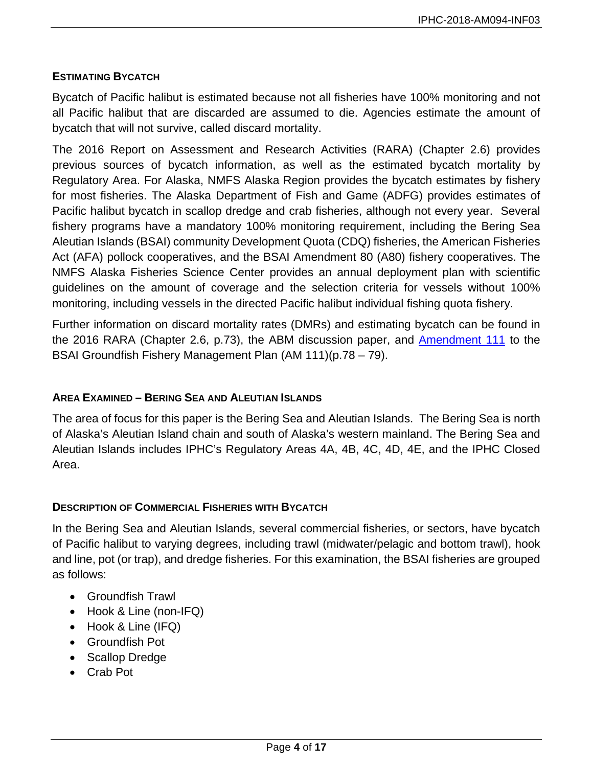## Estimating Bycatch

Bycatch of Pacific halibut is estimated because not all fisheries have 100% monitoring and not all Pacific halibut that are discarded are assumed to die. Agencies estimate the amount of bycatch that will not survive, called discard mortality.

The 2016 Report on Assessment and Research Activities (RARA) (Chapter 2.6) provides previous sources of bycatch information, as well as the estimated bycatch mortality by Regulatory Area. For Alaska, NMFS Alaska Region provides the bycatch estimates by fishery for most fisheries. The Alaska Department of Fish and Game (ADFG) provides estimates of Pacific halibut bycatch in scallop dredge and crab fisheries, although not every year. Several fishery programs have a mandatory 100% monitoring requirement, including the Bering Sea Aleutian Islands (BSAI) community Development Quota (CDQ) fisheries, the American Fisheries Act (AFA) pollock cooperatives, and the BSAI Amendment 80 (A80) fishery cooperatives. The NMFS Alaska Fisheries Science Center provides an annual deployment plan with scientific guidelines on the amount of coverage and the selection criteria for vessels without 100% monitoring, including vessels in the directed Pacific halibut individual fishing quota fishery.

Further information on discard mortality rates (DMRs) and estimating bycatch can be found in the 2016 RARA (Chapter 2.6, p.73), the ABM discussion paper, and Amendment 111 to the BSAI Groundfish Fishery Management Plan (AM 111)(p.78 – 79).

## Area Examined – Bering Sea and Aleutian Islands

The area of focus for this paper is the Bering Sea and Aleutian Islands. The Bering Sea is north of Alaska's Aleutian Island chain and south of Alaska's western mainland. The Bering Sea and Aleutian Islands includes IPHC's Regulatory Areas 4A, 4B, 4C, 4D, 4E, and the IPHC Closed Area.

## Description of Commercial Fisheries with Bycatch

In the Bering Sea and Aleutian Islands, several commercial fisheries, or sectors, have bycatch of Pacific halibut to varying degrees, including trawl (midwater/pelagic and bottom trawl), hook and line, pot (or trap), and dredge fisheries. For this examination, the BSAI fisheries are grouped as follows:

- Groundfish Trawl
- Hook & Line (non-IFQ)
- Hook & Line (IFQ)
- Groundfish Pot
- Scallop Dredge
- Crab Pot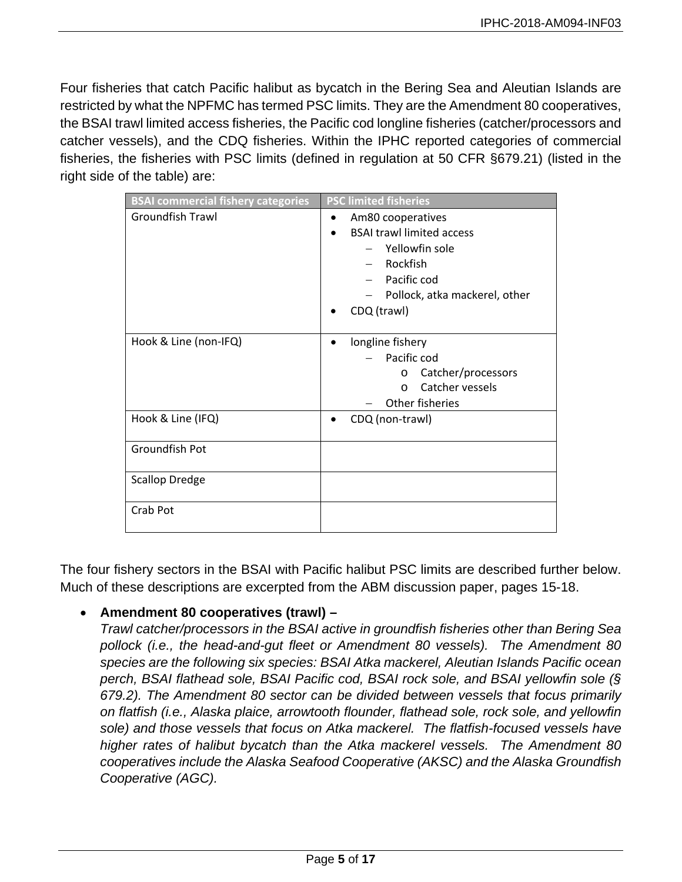Four fisheries that catch Pacific halibut as bycatch in the Bering Sea and Aleutian Islands are restricted by what the NPFMC has termed PSC limits. They are the Amendment 80 cooperatives, the BSAI trawl limited access fisheries, the Pacific cod longline fisheries (catcher/processors and catcher vessels), and the CDQ fisheries. Within the IPHC reported categories of commercial fisheries, the fisheries with PSC limits (defined in regulation at 50 CFR §679.21) (listed in the right side of the table) are:

| BSAI commercial fishery categories | PSC limited fisheries |
|---|---|
| Groundfish Trawl | • Am80 cooperatives<br>• BSAI trawl limited access<br>&nbsp;&nbsp;– Yellowfin sole<br>&nbsp;&nbsp;– Rockfish<br>&nbsp;&nbsp;– Pacific cod<br>&nbsp;&nbsp;– Pollock, atka mackerel, other<br>• CDQ (trawl) |
| Hook & Line (non-IFQ) | • longline fishery<br>&nbsp;&nbsp;– Pacific cod<br>&nbsp;&nbsp;&nbsp;&nbsp;o Catcher/processors<br>&nbsp;&nbsp;&nbsp;&nbsp;o Catcher vessels<br>&nbsp;&nbsp;– Other fisheries |
| Hook & Line (IFQ) | • CDQ (non-trawl) |
| Groundfish Pot | |
| Scallop Dredge | |
| Crab Pot | |

The four fishery sectors in the BSAI with Pacific halibut PSC limits are described further below. Much of these descriptions are excerpted from the ABM discussion paper, pages 15-18.

- **Amendment 80 cooperatives (trawl) –**
  *Trawl catcher/processors in the BSAI active in groundfish fisheries other than Bering Sea pollock (i.e., the head-and-gut fleet or Amendment 80 vessels). The Amendment 80 species are the following six species: BSAI Atka mackerel, Aleutian Islands Pacific ocean perch, BSAI flathead sole, BSAI Pacific cod, BSAI rock sole, and BSAI yellowfin sole (§ 679.2). The Amendment 80 sector can be divided between vessels that focus primarily on flatfish (i.e., Alaska plaice, arrowtooth flounder, flathead sole, rock sole, and yellowfin sole) and those vessels that focus on Atka mackerel. The flatfish-focused vessels have higher rates of halibut bycatch than the Atka mackerel vessels. The Amendment 80 cooperatives include the Alaska Seafood Cooperative (AKSC) and the Alaska Groundfish Cooperative (AGC).*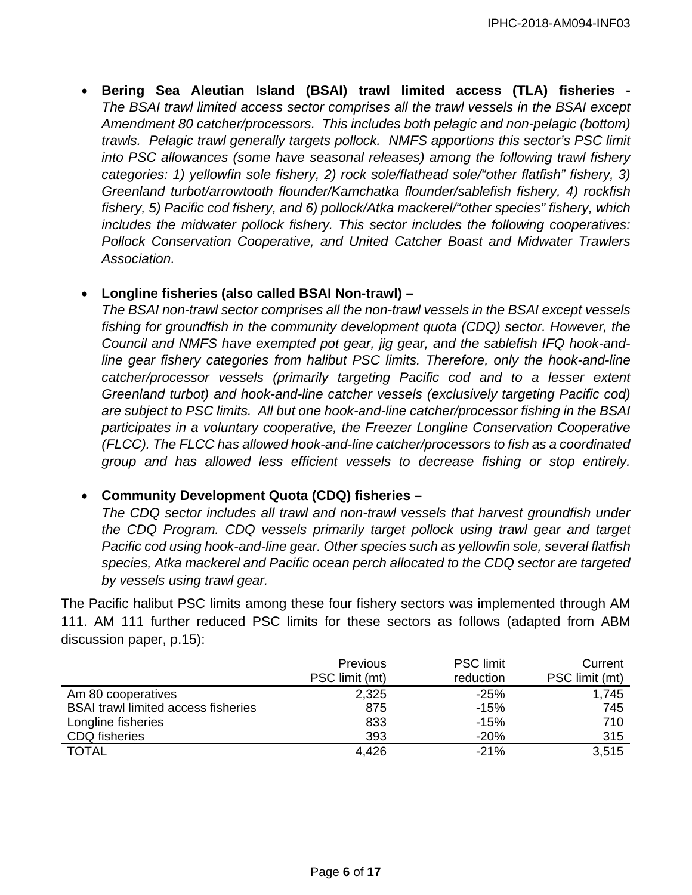- **Bering Sea Aleutian Island (BSAI) trawl limited access (TLA) fisheries -** *The BSAI trawl limited access sector comprises all the trawl vessels in the BSAI except Amendment 80 catcher/processors. This includes both pelagic and non-pelagic (bottom) trawls. Pelagic trawl generally targets pollock. NMFS apportions this sector's PSC limit into PSC allowances (some have seasonal releases) among the following trawl fishery categories: 1) yellowfin sole fishery, 2) rock sole/flathead sole/"other flatfish" fishery, 3) Greenland turbot/arrowtooth flounder/Kamchatka flounder/sablefish fishery, 4) rockfish fishery, 5) Pacific cod fishery, and 6) pollock/Atka mackerel/"other species" fishery, which includes the midwater pollock fishery. This sector includes the following cooperatives: Pollock Conservation Cooperative, and United Catcher Boast and Midwater Trawlers Association.*

- **Longline fisheries (also called BSAI Non-trawl) –** *The BSAI non-trawl sector comprises all the non-trawl vessels in the BSAI except vessels fishing for groundfish in the community development quota (CDQ) sector. However, the Council and NMFS have exempted pot gear, jig gear, and the sablefish IFQ hook-and-line gear fishery categories from halibut PSC limits. Therefore, only the hook-and-line catcher/processor vessels (primarily targeting Pacific cod and to a lesser extent Greenland turbot) and hook-and-line catcher vessels (exclusively targeting Pacific cod) are subject to PSC limits. All but one hook-and-line catcher/processor fishing in the BSAI participates in a voluntary cooperative, the Freezer Longline Conservation Cooperative (FLCC). The FLCC has allowed hook-and-line catcher/processors to fish as a coordinated group and has allowed less efficient vessels to decrease fishing or stop entirely.*

- **Community Development Quota (CDQ) fisheries –** *The CDQ sector includes all trawl and non-trawl vessels that harvest groundfish under the CDQ Program. CDQ vessels primarily target pollock using trawl gear and target Pacific cod using hook-and-line gear. Other species such as yellowfin sole, several flatfish species, Atka mackerel and Pacific ocean perch allocated to the CDQ sector are targeted by vessels using trawl gear.*

The Pacific halibut PSC limits among these four fishery sectors was implemented through AM 111. AM 111 further reduced PSC limits for these sectors as follows (adapted from ABM discussion paper, p.15):

| | Previous PSC limit (mt) | PSC limit reduction | Current PSC limit (mt) |
|---|---|---|---|
| Am 80 cooperatives | 2,325 | -25% | 1,745 |
| BSAI trawl limited access fisheries | 875 | -15% | 745 |
| Longline fisheries | 833 | -15% | 710 |
| CDQ fisheries | 393 | -20% | 315 |
| TOTAL | 4,426 | -21% | 3,515 |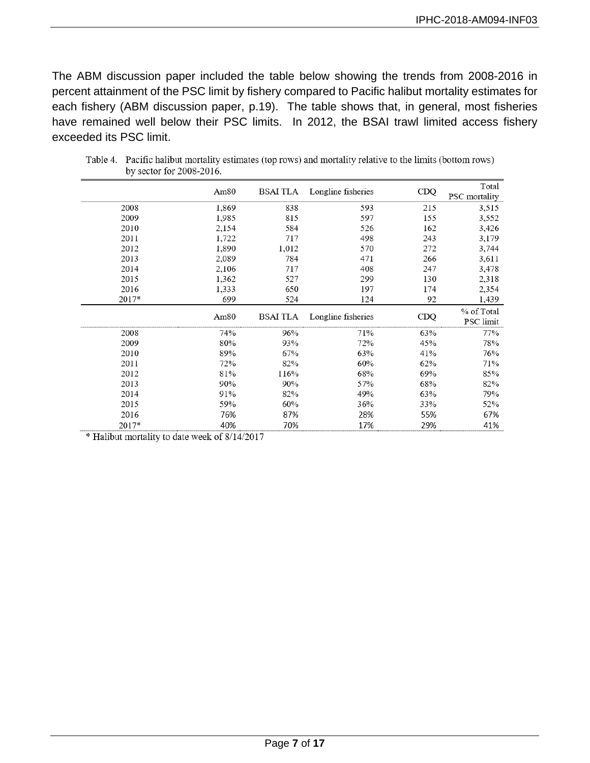The ABM discussion paper included the table below showing the trends from 2008-2016 in percent attainment of the PSC limit by fishery compared to Pacific halibut mortality estimates for each fishery (ABM discussion paper, p.19). The table shows that, in general, most fisheries have remained well below their PSC limits. In 2012, the BSAI trawl limited access fishery exceeded its PSC limit.

Table 4. Pacific halibut mortality estimates (top rows) and mortality relative to the limits (bottom rows) by sector for 2008-2016.

| | Am80 | BSAI TLA | Longline fisheries | CDQ | Total PSC mortality |
|---|---|---|---|---|---|
| 2008 | 1,869 | 838 | 593 | 215 | 3,515 |
| 2009 | 1,985 | 815 | 597 | 155 | 3,552 |
| 2010 | 2,154 | 584 | 526 | 162 | 3,426 |
| 2011 | 1,722 | 717 | 498 | 243 | 3,179 |
| 2012 | 1,890 | 1,012 | 570 | 272 | 3,744 |
| 2013 | 2,089 | 784 | 471 | 266 | 3,611 |
| 2014 | 2,106 | 717 | 408 | 247 | 3,478 |
| 2015 | 1,362 | 527 | 299 | 130 | 2,318 |
| 2016 | 1,333 | 650 | 197 | 174 | 2,354 |
| 2017* | 699 | 524 | 124 | 92 | 1,439 |
| | **Am80** | **BSAI TLA** | **Longline fisheries** | **CDQ** | **% of Total PSC limit** |
| 2008 | 74% | 96% | 71% | 63% | 77% |
| 2009 | 80% | 93% | 72% | 45% | 78% |
| 2010 | 89% | 67% | 63% | 41% | 76% |
| 2011 | 72% | 82% | 60% | 62% | 71% |
| 2012 | 81% | 116% | 68% | 69% | 85% |
| 2013 | 90% | 90% | 57% | 68% | 82% |
| 2014 | 91% | 82% | 49% | 63% | 79% |
| 2015 | 59% | 60% | 36% | 33% | 52% |
| 2016 | 76% | 87% | 28% | 55% | 67% |
| 2017* | 40% | 70% | 17% | 29% | 41% |

\* Halibut mortality to date week of 8/14/2017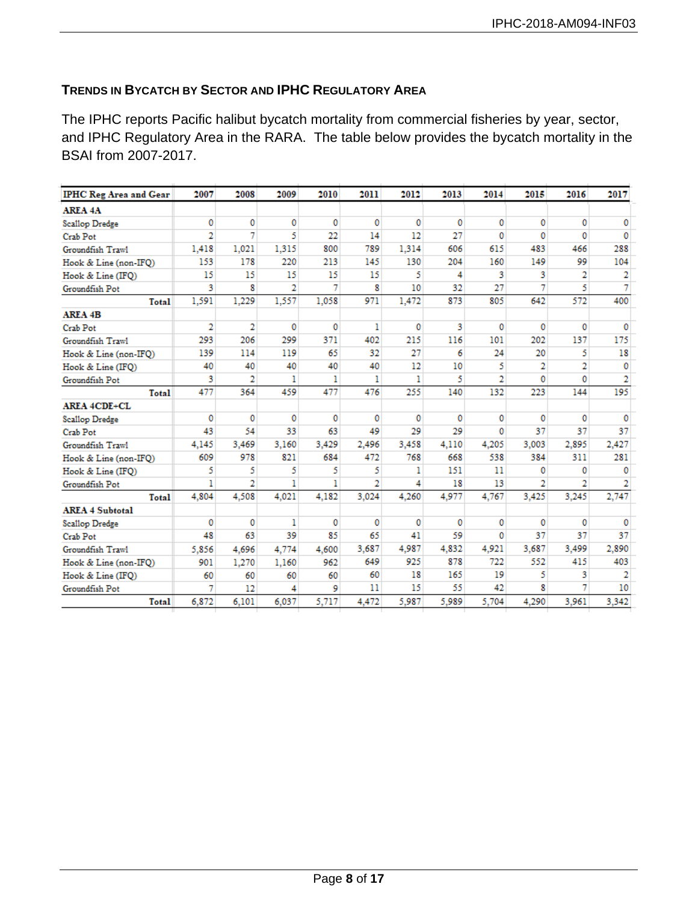### TRENDS IN BYCATCH BY SECTOR AND IPHC REGULATORY AREA

The IPHC reports Pacific halibut bycatch mortality from commercial fisheries by year, sector, and IPHC Regulatory Area in the RARA. The table below provides the bycatch mortality in the BSAI from 2007-2017.

| IPHC Reg Area and Gear | 2007 | 2008 | 2009 | 2010 | 2011 | 2012 | 2013 | 2014 | 2015 | 2016 | 2017 |
|---|---|---|---|---|---|---|---|---|---|---|---|
| **AREA 4A** | | | | | | | | | | | |
| Scallop Dredge | 0 | 0 | 0 | 0 | 0 | 0 | 0 | 0 | 0 | 0 | 0 |
| Crab Pot | 2 | 7 | 5 | 22 | 14 | 12 | 27 | 0 | 0 | 0 | 0 |
| Groundfish Trawl | 1,418 | 1,021 | 1,315 | 800 | 789 | 1,314 | 606 | 615 | 483 | 466 | 288 |
| Hook & Line (non-IFQ) | 153 | 178 | 220 | 213 | 145 | 130 | 204 | 160 | 149 | 99 | 104 |
| Hook & Line (IFQ) | 15 | 15 | 15 | 15 | 15 | 5 | 4 | 3 | 3 | 2 | 2 |
| Groundfish Pot | 3 | 8 | 2 | 7 | 8 | 10 | 32 | 27 | 7 | 5 | 7 |
| **Total** | 1,591 | 1,229 | 1,557 | 1,058 | 971 | 1,472 | 873 | 805 | 642 | 572 | 400 |
| **AREA 4B** | | | | | | | | | | | |
| Crab Pot | 2 | 2 | 0 | 0 | 1 | 0 | 3 | 0 | 0 | 0 | 0 |
| Groundfish Trawl | 293 | 206 | 299 | 371 | 402 | 215 | 116 | 101 | 202 | 137 | 175 |
| Hook & Line (non-IFQ) | 139 | 114 | 119 | 65 | 32 | 27 | 6 | 24 | 20 | 5 | 18 |
| Hook & Line (IFQ) | 40 | 40 | 40 | 40 | 40 | 12 | 10 | 5 | 2 | 2 | 0 |
| Groundfish Pot | 3 | 2 | 1 | 1 | 1 | 1 | 5 | 2 | 0 | 0 | 2 |
| **Total** | 477 | 364 | 459 | 477 | 476 | 255 | 140 | 132 | 223 | 144 | 195 |
| **AREA 4CDE+CL** | | | | | | | | | | | |
| Scallop Dredge | 0 | 0 | 0 | 0 | 0 | 0 | 0 | 0 | 0 | 0 | 0 |
| Crab Pot | 43 | 54 | 33 | 63 | 49 | 29 | 29 | 0 | 37 | 37 | 37 |
| Groundfish Trawl | 4,145 | 3,469 | 3,160 | 3,429 | 2,496 | 3,458 | 4,110 | 4,205 | 3,003 | 2,895 | 2,427 |
| Hook & Line (non-IFQ) | 609 | 978 | 821 | 684 | 472 | 768 | 668 | 538 | 384 | 311 | 281 |
| Hook & Line (IFQ) | 5 | 5 | 5 | 5 | 5 | 1 | 151 | 11 | 0 | 0 | 0 |
| Groundfish Pot | 1 | 2 | 1 | 1 | 2 | 4 | 18 | 13 | 2 | 2 | 2 |
| **Total** | 4,804 | 4,508 | 4,021 | 4,182 | 3,024 | 4,260 | 4,977 | 4,767 | 3,425 | 3,245 | 2,747 |
| **AREA 4 Subtotal** | | | | | | | | | | | |
| Scallop Dredge | 0 | 0 | 1 | 0 | 0 | 0 | 0 | 0 | 0 | 0 | 0 |
| Crab Pot | 48 | 63 | 39 | 85 | 65 | 41 | 59 | 0 | 37 | 37 | 37 |
| Groundfish Trawl | 5,856 | 4,696 | 4,774 | 4,600 | 3,687 | 4,987 | 4,832 | 4,921 | 3,687 | 3,499 | 2,890 |
| Hook & Line (non-IFQ) | 901 | 1,270 | 1,160 | 962 | 649 | 925 | 878 | 722 | 552 | 415 | 403 |
| Hook & Line (IFQ) | 60 | 60 | 60 | 60 | 60 | 18 | 165 | 19 | 5 | 3 | 2 |
| Groundfish Pot | 7 | 12 | 4 | 9 | 11 | 15 | 55 | 42 | 8 | 7 | 10 |
| **Total** | 6,872 | 6,101 | 6,037 | 5,717 | 4,472 | 5,987 | 5,989 | 5,704 | 4,290 | 3,961 | 3,342 |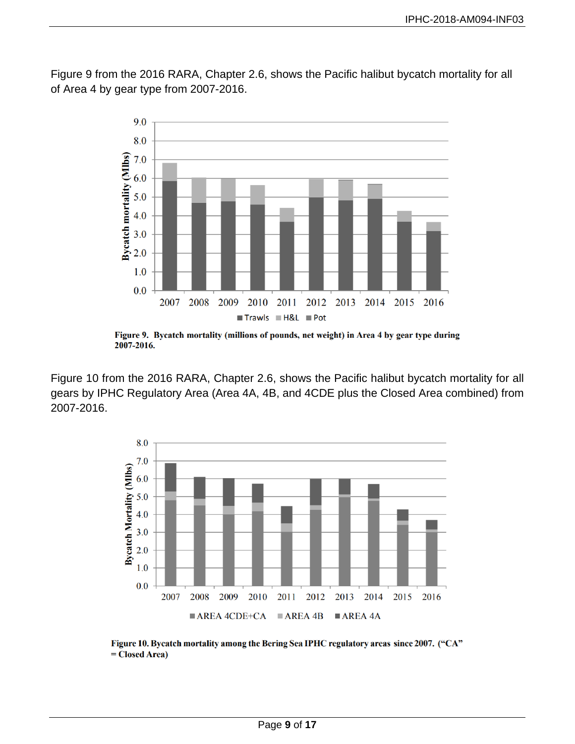Figure 9 from the 2016 RARA, Chapter 2.6, shows the Pacific halibut bycatch mortality for all of Area 4 by gear type from 2007-2016.

**Figure 9. Bycatch mortality (millions of pounds, net weight) in Area 4 by gear type during 2007-2016.**

Figure 10 from the 2016 RARA, Chapter 2.6, shows the Pacific halibut bycatch mortality for all gears by IPHC Regulatory Area (Area 4A, 4B, and 4CDE plus the Closed Area combined) from 2007-2016.

**Figure 10. Bycatch mortality among the Bering Sea IPHC regulatory areas since 2007. ("CA" = Closed Area)**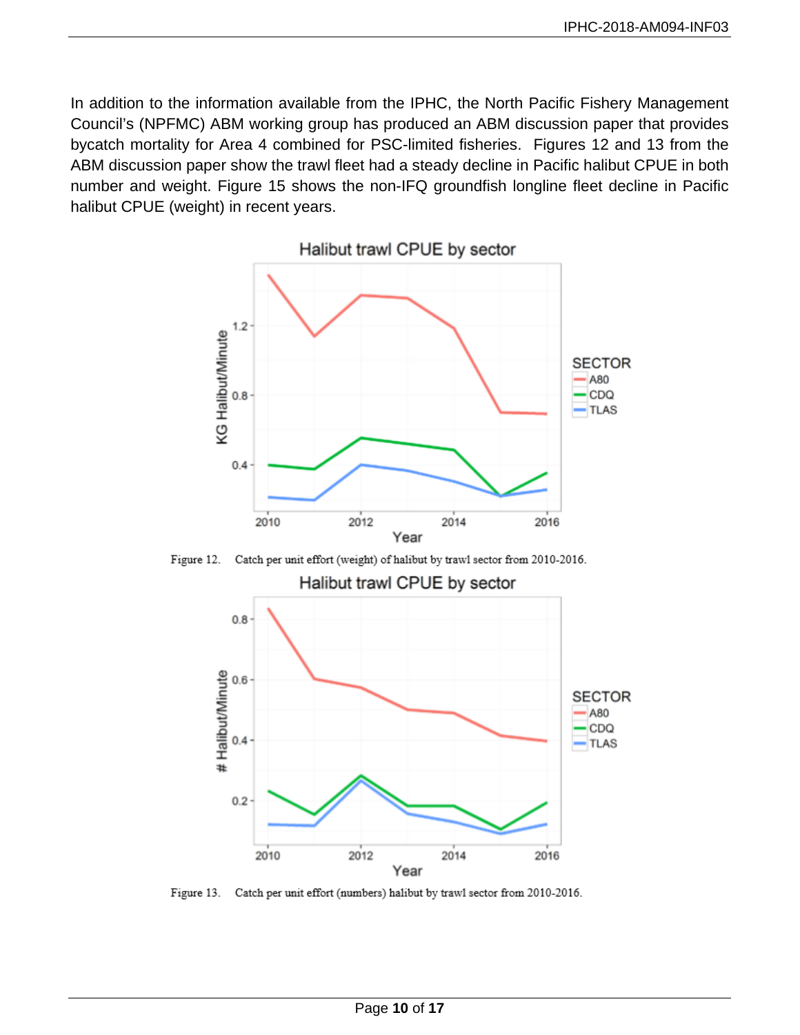In addition to the information available from the IPHC, the North Pacific Fishery Management Council's (NPFMC) ABM working group has produced an ABM discussion paper that provides bycatch mortality for Area 4 combined for PSC-limited fisheries. Figures 12 and 13 from the ABM discussion paper show the trawl fleet had a steady decline in Pacific halibut CPUE in both number and weight. Figure 15 shows the non-IFQ groundfish longline fleet decline in Pacific halibut CPUE (weight) in recent years.

Figure 12. Catch per unit effort (weight) of halibut by trawl sector from 2010-2016.

Figure 13. Catch per unit effort (numbers) halibut by trawl sector from 2010-2016.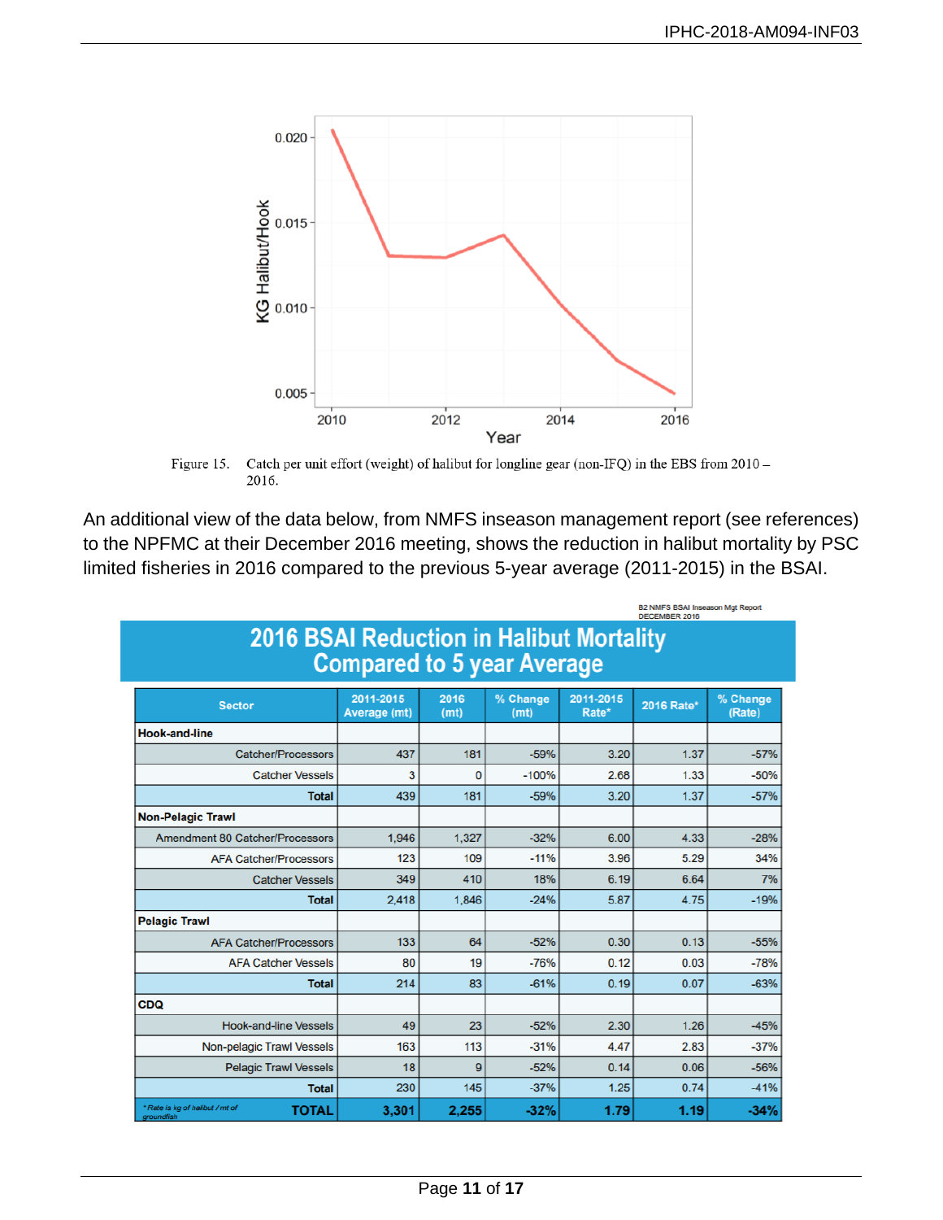Figure 15. Catch per unit effort (weight) of halibut for longline gear (non-IFQ) in the EBS from 2010 – 2016.

An additional view of the data below, from NMFS inseason management report (see references) to the NPFMC at their December 2016 meeting, shows the reduction in halibut mortality by PSC limited fisheries in 2016 compared to the previous 5-year average (2011-2015) in the BSAI.

B2 NMFS BSAI Inseason Mgt Report
DECEMBER 2016

## 2016 BSAI Reduction in Halibut Mortality Compared to 5 year Average

| Sector | 2011-2015 Average (mt) | 2016 (mt) | % Change (mt) | 2011-2015 Rate* | 2016 Rate* | % Change (Rate) |
|---|---|---|---|---|---|---|
| **Hook-and-line** | | | | | | |
| Catcher/Processors | 437 | 181 | -59% | 3.20 | 1.37 | -57% |
| Catcher Vessels | 3 | 0 | -100% | 2.68 | 1.33 | -50% |
| **Total** | 439 | 181 | -59% | 3.20 | 1.37 | -57% |
| **Non-Pelagic Trawl** | | | | | | |
| Amendment 80 Catcher/Processors | 1,946 | 1,327 | -32% | 6.00 | 4.33 | -28% |
| AFA Catcher/Processors | 123 | 109 | -11% | 3.96 | 5.29 | 34% |
| Catcher Vessels | 349 | 410 | 18% | 6.19 | 6.64 | 7% |
| **Total** | 2,418 | 1,846 | -24% | 5.87 | 4.75 | -19% |
| **Pelagic Trawl** | | | | | | |
| AFA Catcher/Processors | 133 | 64 | -52% | 0.30 | 0.13 | -55% |
| AFA Catcher Vessels | 80 | 19 | -76% | 0.12 | 0.03 | -78% |
| **Total** | 214 | 83 | -61% | 0.19 | 0.07 | -63% |
| **CDQ** | | | | | | |
| Hook-and-line Vessels | 49 | 23 | -52% | 2.30 | 1.26 | -45% |
| Non-pelagic Trawl Vessels | 163 | 113 | -31% | 4.47 | 2.83 | -37% |
| Pelagic Trawl Vessels | 18 | 9 | -52% | 0.14 | 0.06 | -56% |
| **Total** | 230 | 145 | -37% | 1.25 | 0.74 | -41% |
| **TOTAL** | **3,301** | **2,255** | **-32%** | **1.79** | **1.19** | **-34%** |

*Rate is kg of halibut / mt of groundfish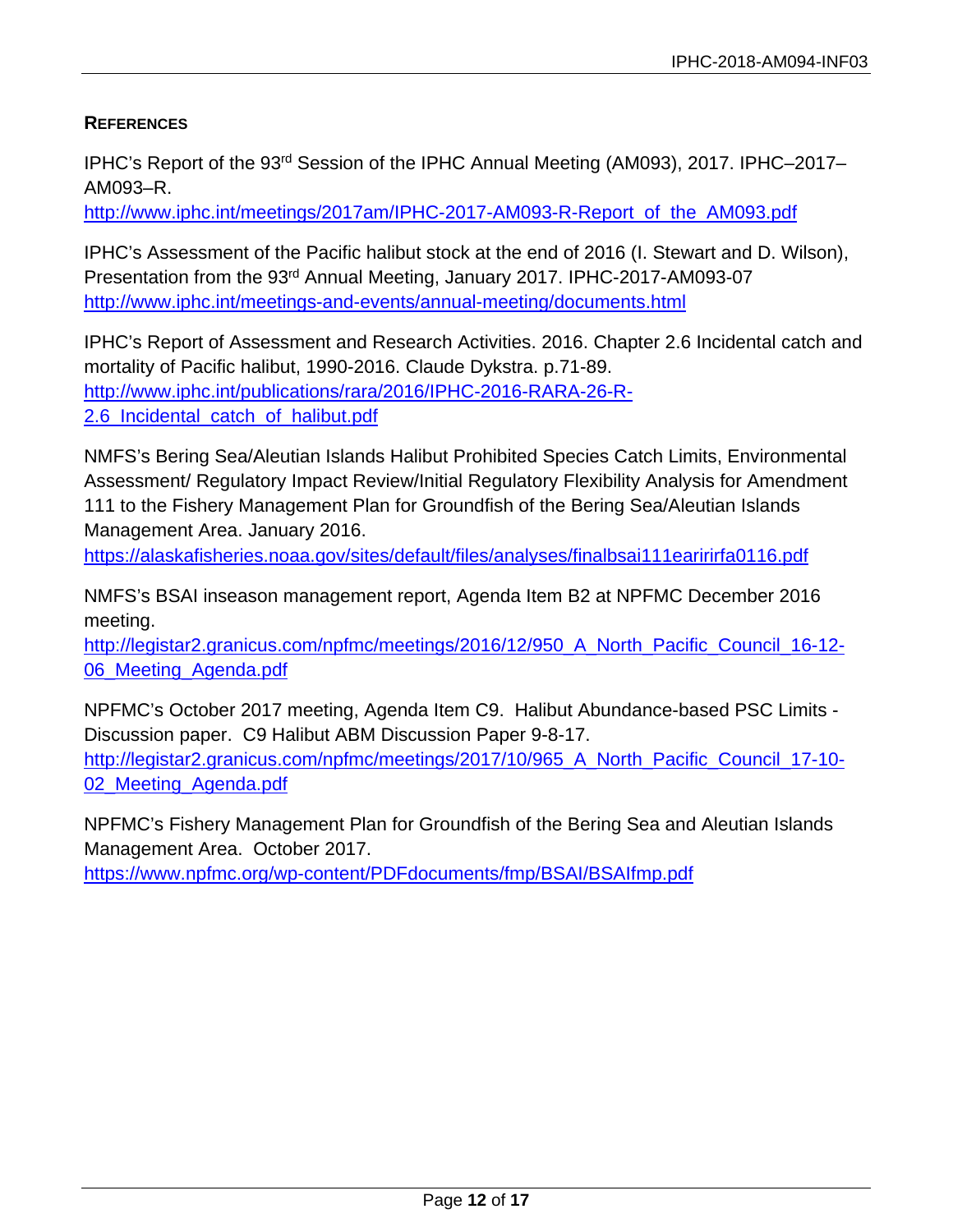## REFERENCES

IPHC's Report of the 93rd Session of the IPHC Annual Meeting (AM093), 2017. IPHC–2017–AM093–R.
http://www.iphc.int/meetings/2017am/IPHC-2017-AM093-R-Report_of_the_AM093.pdf

IPHC's Assessment of the Pacific halibut stock at the end of 2016 (I. Stewart and D. Wilson), Presentation from the 93rd Annual Meeting, January 2017. IPHC-2017-AM093-07
http://www.iphc.int/meetings-and-events/annual-meeting/documents.html

IPHC's Report of Assessment and Research Activities. 2016. Chapter 2.6 Incidental catch and mortality of Pacific halibut, 1990-2016. Claude Dykstra. p.71-89.
http://www.iphc.int/publications/rara/2016/IPHC-2016-RARA-26-R-2.6_Incidental_catch_of_halibut.pdf

NMFS's Bering Sea/Aleutian Islands Halibut Prohibited Species Catch Limits, Environmental Assessment/ Regulatory Impact Review/Initial Regulatory Flexibility Analysis for Amendment 111 to the Fishery Management Plan for Groundfish of the Bering Sea/Aleutian Islands Management Area. January 2016.
https://alaskafisheries.noaa.gov/sites/default/files/analyses/finalbsai111earirirfa0116.pdf

NMFS's BSAI inseason management report, Agenda Item B2 at NPFMC December 2016 meeting.
http://legistar2.granicus.com/npfmc/meetings/2016/12/950_A_North_Pacific_Council_16-12-06_Meeting_Agenda.pdf

NPFMC's October 2017 meeting, Agenda Item C9. Halibut Abundance-based PSC Limits - Discussion paper. C9 Halibut ABM Discussion Paper 9-8-17.
http://legistar2.granicus.com/npfmc/meetings/2017/10/965_A_North_Pacific_Council_17-10-02_Meeting_Agenda.pdf

NPFMC's Fishery Management Plan for Groundfish of the Bering Sea and Aleutian Islands Management Area. October 2017.
https://www.npfmc.org/wp-content/PDFdocuments/fmp/BSAI/BSAIfmp.pdf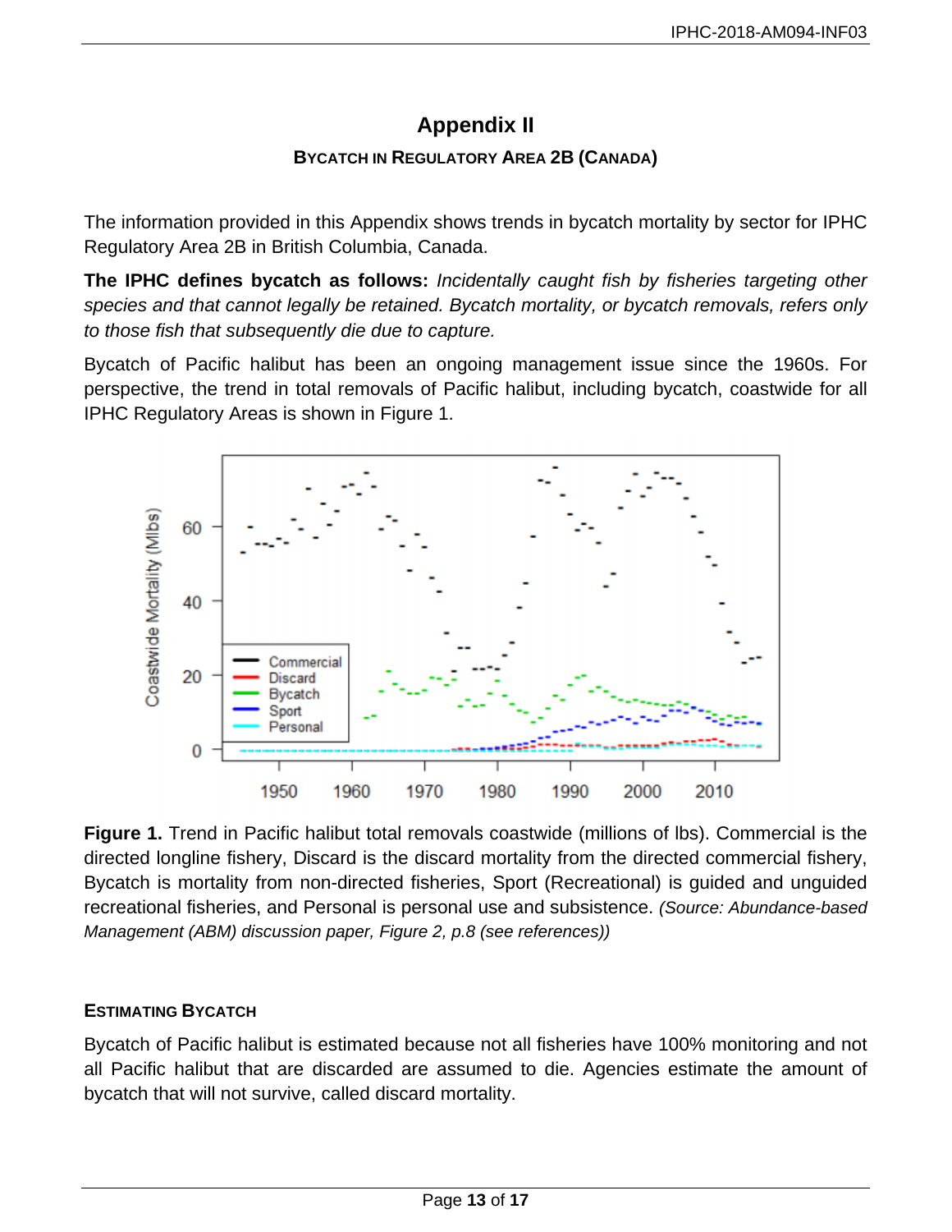## Appendix II

### BYCATCH IN REGULATORY AREA 2B (CANADA)

The information provided in this Appendix shows trends in bycatch mortality by sector for IPHC Regulatory Area 2B in British Columbia, Canada.

**The IPHC defines bycatch as follows:** *Incidentally caught fish by fisheries targeting other species and that cannot legally be retained. Bycatch mortality, or bycatch removals, refers only to those fish that subsequently die due to capture.*

Bycatch of Pacific halibut has been an ongoing management issue since the 1960s. For perspective, the trend in total removals of Pacific halibut, including bycatch, coastwide for all IPHC Regulatory Areas is shown in Figure 1.

**Figure 1.** Trend in Pacific halibut total removals coastwide (millions of lbs). Commercial is the directed longline fishery, Discard is the discard mortality from the directed commercial fishery, Bycatch is mortality from non-directed fisheries, Sport (Recreational) is guided and unguided recreational fisheries, and Personal is personal use and subsistence. *(Source: Abundance-based Management (ABM) discussion paper, Figure 2, p.8 (see references))*

### ESTIMATING BYCATCH

Bycatch of Pacific halibut is estimated because not all fisheries have 100% monitoring and not all Pacific halibut that are discarded are assumed to die. Agencies estimate the amount of bycatch that will not survive, called discard mortality.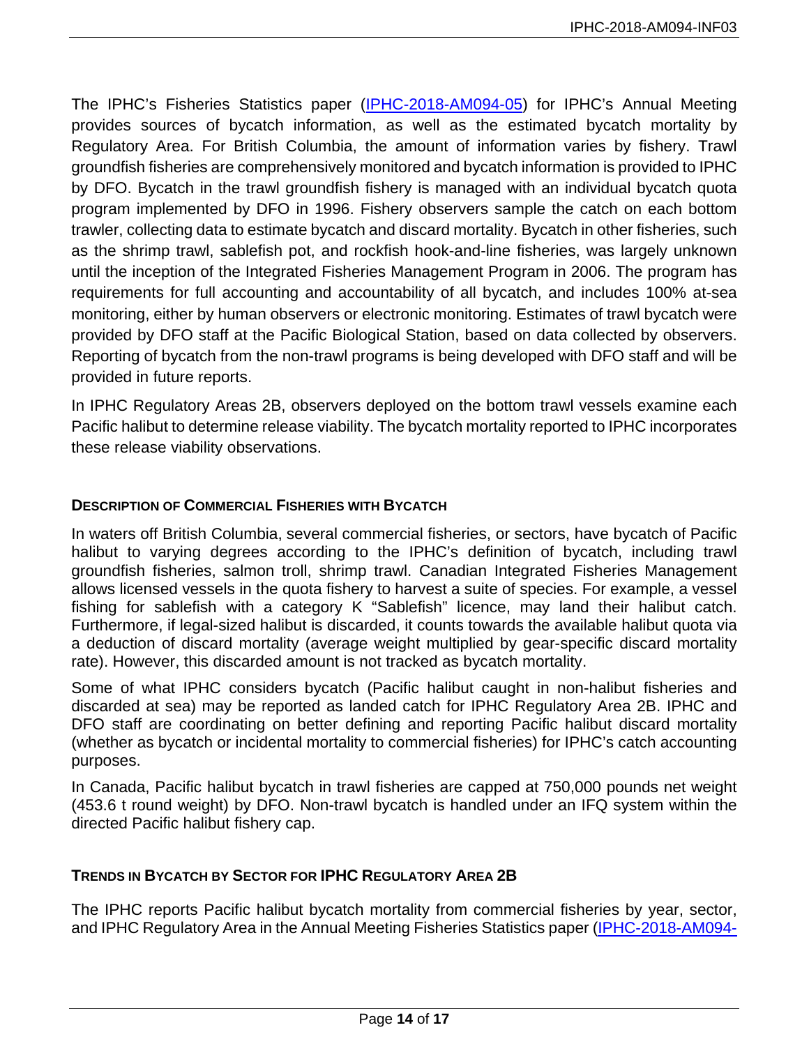The IPHC's Fisheries Statistics paper (IPHC-2018-AM094-05) for IPHC's Annual Meeting provides sources of bycatch information, as well as the estimated bycatch mortality by Regulatory Area. For British Columbia, the amount of information varies by fishery. Trawl groundfish fisheries are comprehensively monitored and bycatch information is provided to IPHC by DFO. Bycatch in the trawl groundfish fishery is managed with an individual bycatch quota program implemented by DFO in 1996. Fishery observers sample the catch on each bottom trawler, collecting data to estimate bycatch and discard mortality. Bycatch in other fisheries, such as the shrimp trawl, sablefish pot, and rockfish hook-and-line fisheries, was largely unknown until the inception of the Integrated Fisheries Management Program in 2006. The program has requirements for full accounting and accountability of all bycatch, and includes 100% at-sea monitoring, either by human observers or electronic monitoring. Estimates of trawl bycatch were provided by DFO staff at the Pacific Biological Station, based on data collected by observers. Reporting of bycatch from the non-trawl programs is being developed with DFO staff and will be provided in future reports.

In IPHC Regulatory Areas 2B, observers deployed on the bottom trawl vessels examine each Pacific halibut to determine release viability. The bycatch mortality reported to IPHC incorporates these release viability observations.

## Description of Commercial Fisheries with Bycatch

In waters off British Columbia, several commercial fisheries, or sectors, have bycatch of Pacific halibut to varying degrees according to the IPHC's definition of bycatch, including trawl groundfish fisheries, salmon troll, shrimp trawl. Canadian Integrated Fisheries Management allows licensed vessels in the quota fishery to harvest a suite of species. For example, a vessel fishing for sablefish with a category K "Sablefish" licence, may land their halibut catch. Furthermore, if legal-sized halibut is discarded, it counts towards the available halibut quota via a deduction of discard mortality (average weight multiplied by gear-specific discard mortality rate). However, this discarded amount is not tracked as bycatch mortality.

Some of what IPHC considers bycatch (Pacific halibut caught in non-halibut fisheries and discarded at sea) may be reported as landed catch for IPHC Regulatory Area 2B. IPHC and DFO staff are coordinating on better defining and reporting Pacific halibut discard mortality (whether as bycatch or incidental mortality to commercial fisheries) for IPHC's catch accounting purposes.

In Canada, Pacific halibut bycatch in trawl fisheries are capped at 750,000 pounds net weight (453.6 t round weight) by DFO. Non-trawl bycatch is handled under an IFQ system within the directed Pacific halibut fishery cap.

## Trends in Bycatch by Sector for IPHC Regulatory Area 2B

The IPHC reports Pacific halibut bycatch mortality from commercial fisheries by year, sector, and IPHC Regulatory Area in the Annual Meeting Fisheries Statistics paper (IPHC-2018-AM094-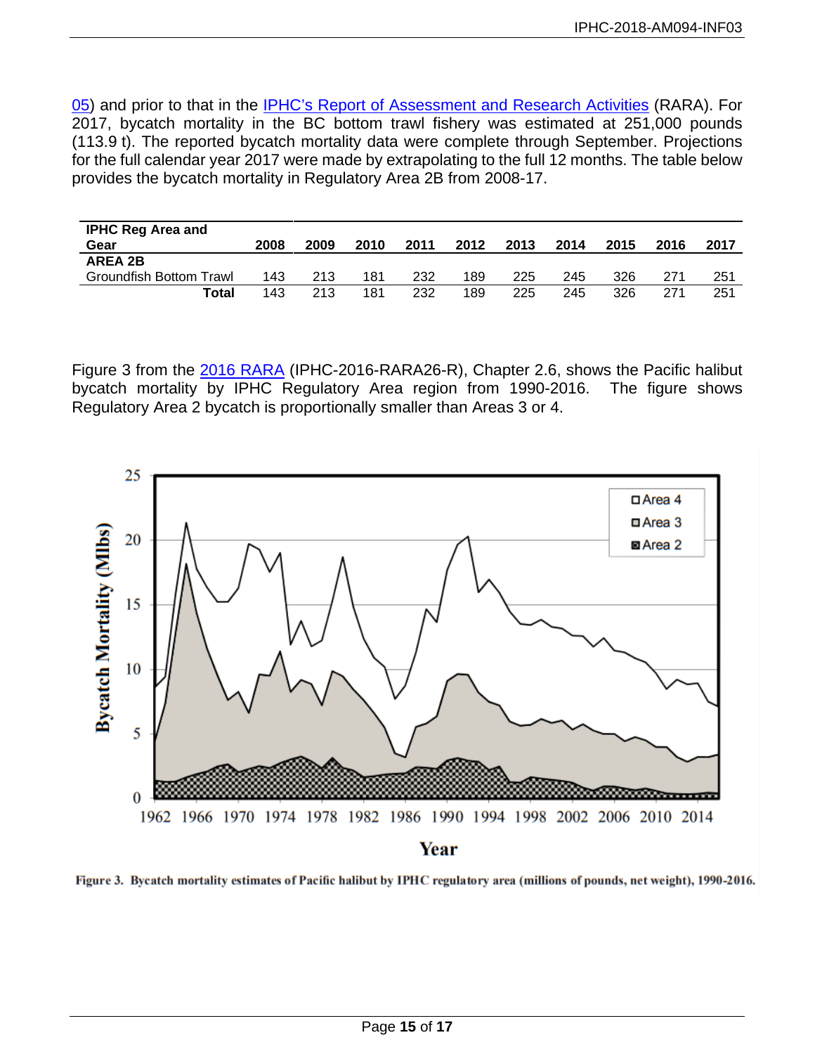05) and prior to that in the IPHC's Report of Assessment and Research Activities (RARA). For 2017, bycatch mortality in the BC bottom trawl fishery was estimated at 251,000 pounds (113.9 t). The reported bycatch mortality data were complete through September. Projections for the full calendar year 2017 were made by extrapolating to the full 12 months. The table below provides the bycatch mortality in Regulatory Area 2B from 2008-17.

| IPHC Reg Area and Gear | 2008 | 2009 | 2010 | 2011 | 2012 | 2013 | 2014 | 2015 | 2016 | 2017 |
|---|---|---|---|---|---|---|---|---|---|---|
| **AREA 2B** | | | | | | | | | | |
| Groundfish Bottom Trawl | 143 | 213 | 181 | 232 | 189 | 225 | 245 | 326 | 271 | 251 |
| **Total** | 143 | 213 | 181 | 232 | 189 | 225 | 245 | 326 | 271 | 251 |

Figure 3 from the 2016 RARA (IPHC-2016-RARA26-R), Chapter 2.6, shows the Pacific halibut bycatch mortality by IPHC Regulatory Area region from 1990-2016. The figure shows Regulatory Area 2 bycatch is proportionally smaller than Areas 3 or 4.

**Figure 3.** Bycatch mortality estimates of Pacific halibut by IPHC regulatory area (millions of pounds, net weight), 1990-2016.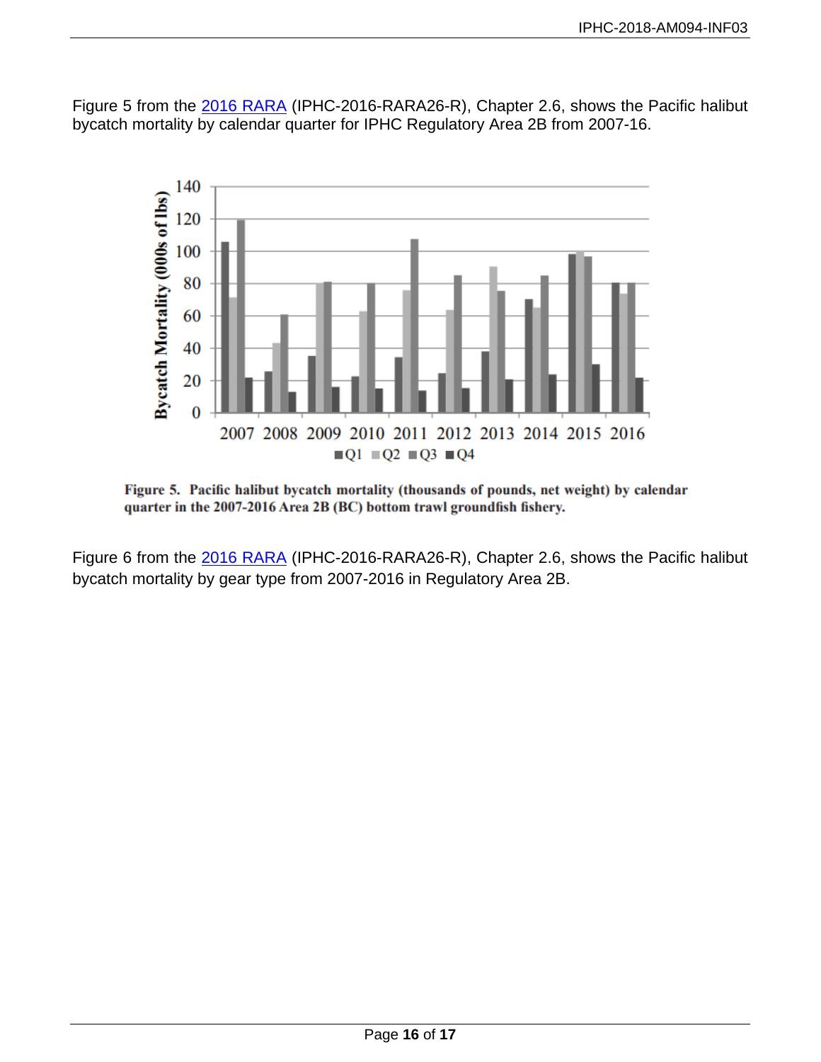Figure 5 from the [2016 RARA](2016 RARA) (IPHC-2016-RARA26-R), Chapter 2.6, shows the Pacific halibut bycatch mortality by calendar quarter for IPHC Regulatory Area 2B from 2007-16.

**Figure 5. Pacific halibut bycatch mortality (thousands of pounds, net weight) by calendar quarter in the 2007-2016 Area 2B (BC) bottom trawl groundfish fishery.**

Figure 6 from the [2016 RARA](2016 RARA) (IPHC-2016-RARA26-R), Chapter 2.6, shows the Pacific halibut bycatch mortality by gear type from 2007-2016 in Regulatory Area 2B.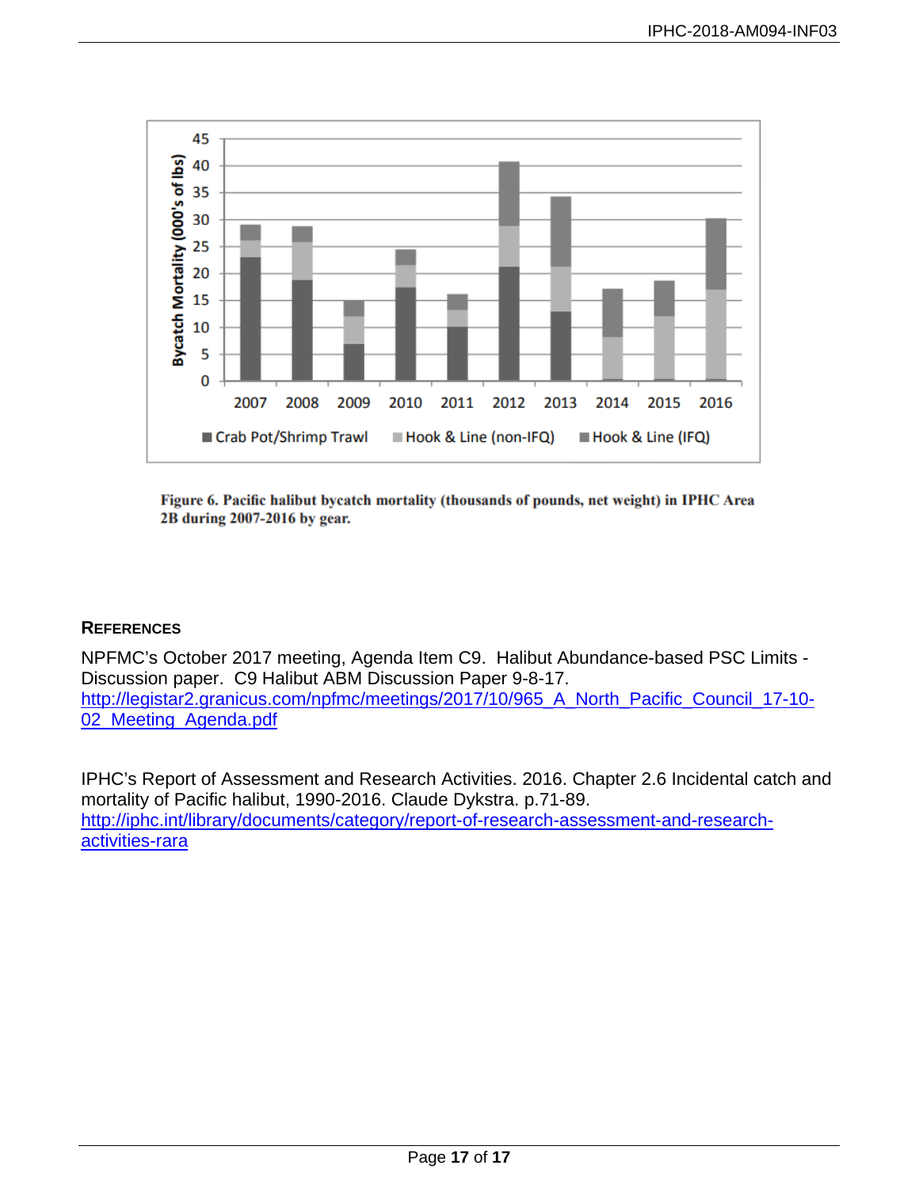Bycatch Mortality (000's of lbs)

45
40
35
30
25
20
15
10
5
0

2007 2008 2009 2010 2011 2012 2013 2014 2015 2016

Crab Pot/Shrimp Trawl
Hook & Line (non-IFQ)
Hook & Line (IFQ)

**Figure 6. Pacific halibut bycatch mortality (thousands of pounds, net weight) in IPHC Area 2B during 2007-2016 by gear.**

## REFERENCES

NPFMC's October 2017 meeting, Agenda Item C9. Halibut Abundance-based PSC Limits - Discussion paper. C9 Halibut ABM Discussion Paper 9-8-17. [http://legistar2.granicus.com/npfmc/meetings/2017/10/965_A_North_Pacific_Council_17-10-02_Meeting_Agenda.pdf](http://legistar2.granicus.com/npfmc/meetings/2017/10/965_A_North_Pacific_Council_17-10-02_Meeting_Agenda.pdf)

IPHC's Report of Assessment and Research Activities. 2016. Chapter 2.6 Incidental catch and mortality of Pacific halibut, 1990-2016. Claude Dykstra. p.71-89. [http://iphc.int/library/documents/category/report-of-research-assessment-and-research-activities-rara](http://iphc.int/library/documents/category/report-of-research-assessment-and-research-activities-rara)